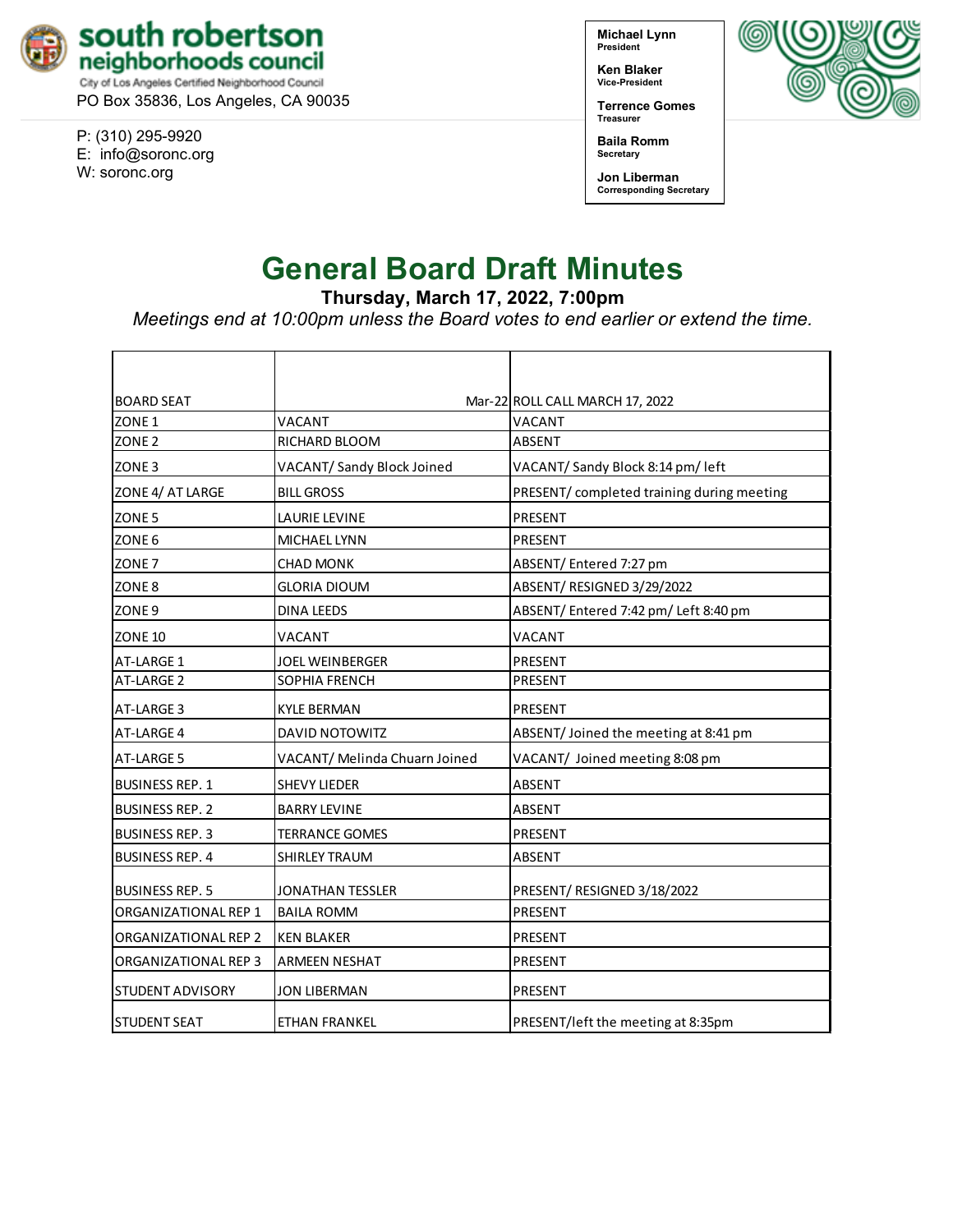**south robertson neighborhoods council**
City of Los Angeles Certified Neighborhood Council
PO Box 35836, Los Angeles, CA 90035

P: (310) 295-9920
E: info@soronc.org
W: soronc.org

**Michael Lynn**
President

**Ken Blaker**
Vice-President

**Terrence Gomes**
Treasurer

**Baila Romm**
Secretary

**Jon Liberman**
Corresponding Secretary

# General Board Draft Minutes

**Thursday, March 17, 2022, 7:00pm**

*Meetings end at 10:00pm unless the Board votes to end earlier or extend the time.*

| BOARD SEAT | Mar-22 | ROLL CALL MARCH 17, 2022 |
|---|---|---|
| ZONE 1 | VACANT | VACANT |
| ZONE 2 | RICHARD BLOOM | ABSENT |
| ZONE 3 | VACANT/ Sandy Block Joined | VACANT/ Sandy Block 8:14 pm/ left |
| ZONE 4/ AT LARGE | BILL GROSS | PRESENT/ completed training during meeting |
| ZONE 5 | LAURIE LEVINE | PRESENT |
| ZONE 6 | MICHAEL LYNN | PRESENT |
| ZONE 7 | CHAD MONK | ABSENT/ Entered 7:27 pm |
| ZONE 8 | GLORIA DIOUM | ABSENT/ RESIGNED 3/29/2022 |
| ZONE 9 | DINA LEEDS | ABSENT/ Entered 7:42 pm/ Left 8:40 pm |
| ZONE 10 | VACANT | VACANT |
| AT-LARGE 1 | JOEL WEINBERGER | PRESENT |
| AT-LARGE 2 | SOPHIA FRENCH | PRESENT |
| AT-LARGE 3 | KYLE BERMAN | PRESENT |
| AT-LARGE 4 | DAVID NOTOWITZ | ABSENT/ Joined the meeting at 8:41 pm |
| AT-LARGE 5 | VACANT/ Melinda Chuarn Joined | VACANT/ Joined meeting 8:08 pm |
| BUSINESS REP. 1 | SHEVY LIEDER | ABSENT |
| BUSINESS REP. 2 | BARRY LEVINE | ABSENT |
| BUSINESS REP. 3 | TERRANCE GOMES | PRESENT |
| BUSINESS REP. 4 | SHIRLEY TRAUM | ABSENT |
| BUSINESS REP. 5 | JONATHAN TESSLER | PRESENT/ RESIGNED 3/18/2022 |
| ORGANIZATIONAL REP 1 | BAILA ROMM | PRESENT |
| ORGANIZATIONAL REP 2 | KEN BLAKER | PRESENT |
| ORGANIZATIONAL REP 3 | ARMEEN NESHAT | PRESENT |
| STUDENT ADVISORY | JON LIBERMAN | PRESENT |
| STUDENT SEAT | ETHAN FRANKEL | PRESENT/left the meeting at 8:35pm |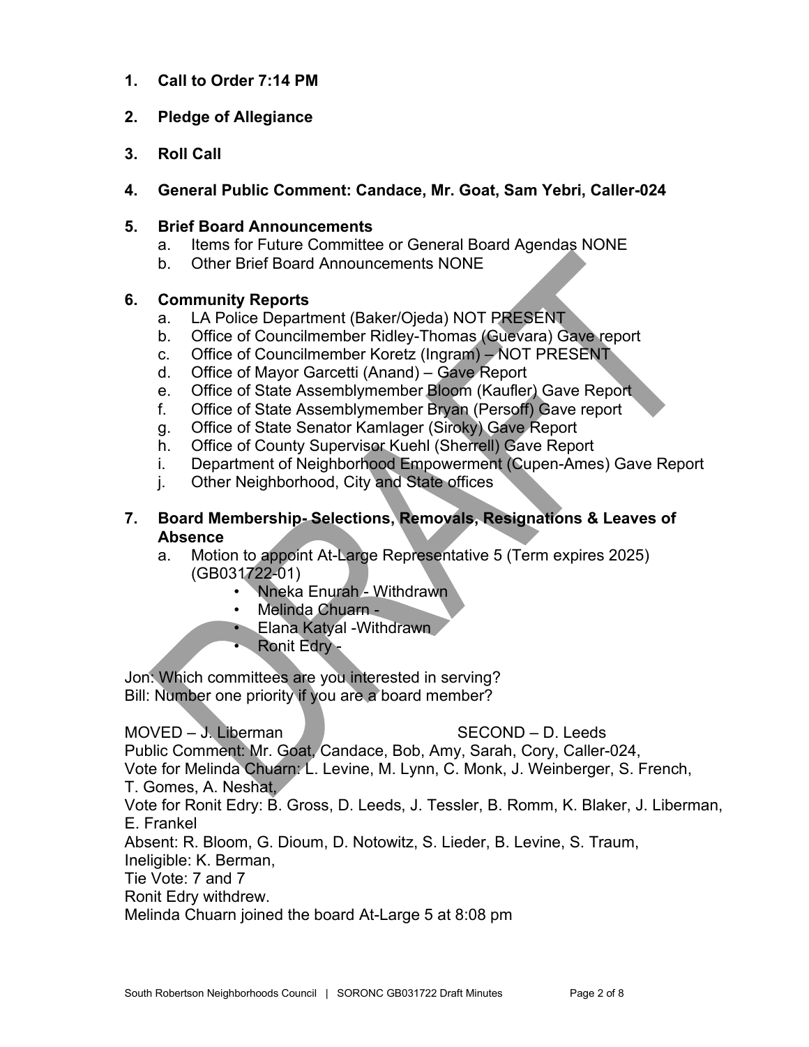1. **Call to Order 7:14 PM**

2. **Pledge of Allegiance**

3. **Roll Call**

4. **General Public Comment: Candace, Mr. Goat, Sam Yebri, Caller-024**

5. **Brief Board Announcements**
   a. Items for Future Committee or General Board Agendas NONE
   b. Other Brief Board Announcements NONE

6. **Community Reports**
   a. LA Police Department (Baker/Ojeda) NOT PRESENT
   b. Office of Councilmember Ridley-Thomas (Guevara) Gave report
   c. Office of Councilmember Koretz (Ingram) – NOT PRESENT
   d. Office of Mayor Garcetti (Anand) – Gave Report
   e. Office of State Assemblymember Bloom (Kaufler) Gave Report
   f. Office of State Assemblymember Bryan (Persoff) Gave report
   g. Office of State Senator Kamlager (Siroky) Gave Report
   h. Office of County Supervisor Kuehl (Sherrell) Gave Report
   i. Department of Neighborhood Empowerment (Cupen-Ames) Gave Report
   j. Other Neighborhood, City and State offices

7. **Board Membership- Selections, Removals, Resignations & Leaves of Absence**
   a. Motion to appoint At-Large Representative 5 (Term expires 2025) (GB031722-01)
      - Nneka Enurah - Withdrawn
      - Melinda Chuarn -
      - Elana Katyal -Withdrawn
      - Ronit Edry -

Jon: Which committees are you interested in serving?
Bill: Number one priority if you are a board member?

MOVED – J. Liberman SECOND – D. Leeds
Public Comment: Mr. Goat, Candace, Bob, Amy, Sarah, Cory, Caller-024,
Vote for Melinda Chuarn: L. Levine, M. Lynn, C. Monk, J. Weinberger, S. French, T. Gomes, A. Neshat,
Vote for Ronit Edry: B. Gross, D. Leeds, J. Tessler, B. Romm, K. Blaker, J. Liberman, E. Frankel
Absent: R. Bloom, G. Dioum, D. Notowitz, S. Lieder, B. Levine, S. Traum,
Ineligible: K. Berman,
Tie Vote: 7 and 7
Ronit Edry withdrew.
Melinda Chuarn joined the board At-Large 5 at 8:08 pm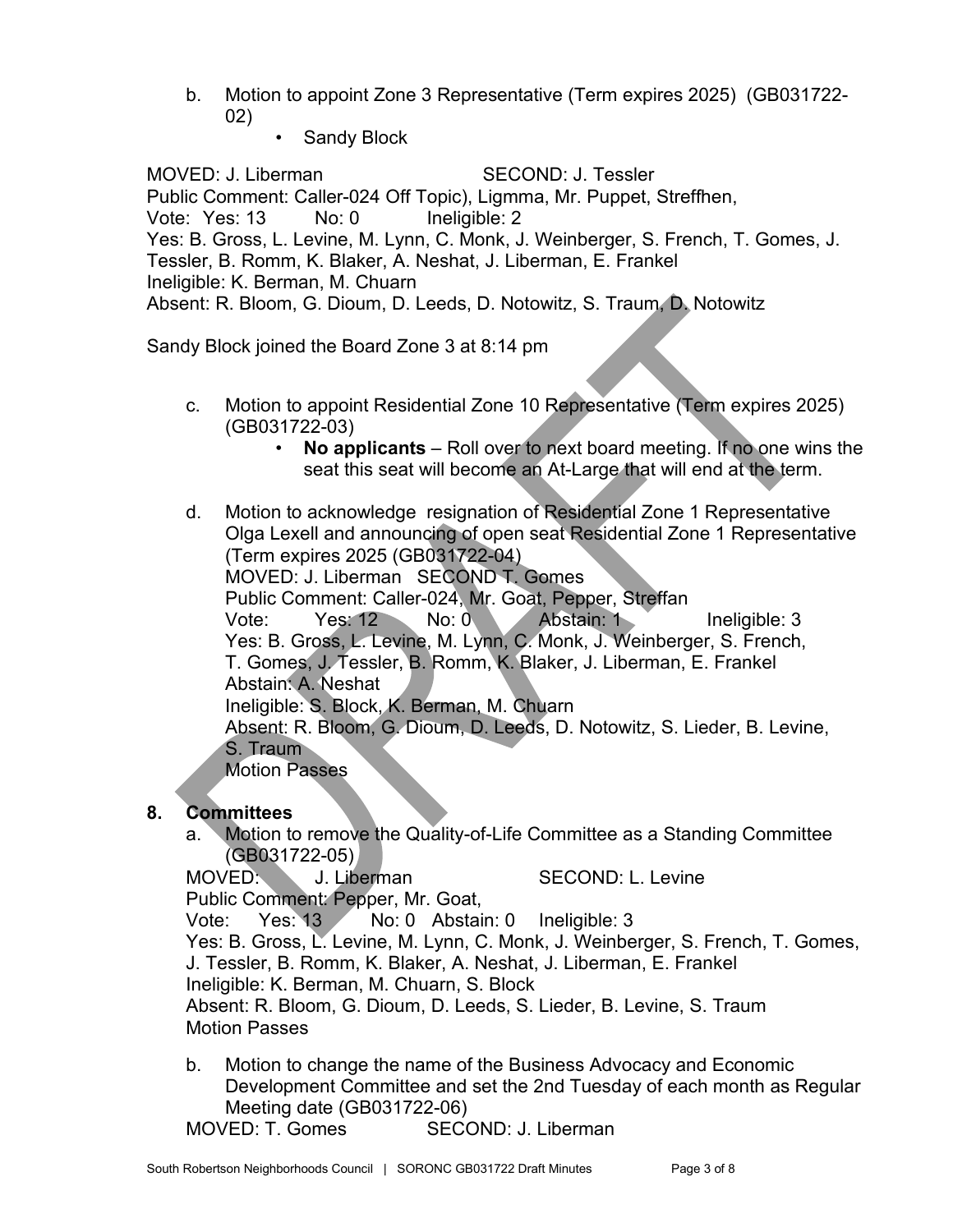b. Motion to appoint Zone 3 Representative (Term expires 2025) (GB031722-02)
   - Sandy Block

MOVED: J. Liberman SECOND: J. Tessler
Public Comment: Caller-024 Off Topic), Ligmma, Mr. Puppet, Streffhen,
Vote: Yes: 13 No: 0 Ineligible: 2
Yes: B. Gross, L. Levine, M. Lynn, C. Monk, J. Weinberger, S. French, T. Gomes, J. Tessler, B. Romm, K. Blaker, A. Neshat, J. Liberman, E. Frankel
Ineligible: K. Berman, M. Chuarn
Absent: R. Bloom, G. Dioum, D. Leeds, D. Notowitz, S. Traum, D. Notowitz

Sandy Block joined the Board Zone 3 at 8:14 pm

c. Motion to appoint Residential Zone 10 Representative (Term expires 2025) (GB031722-03)
   - **No applicants** – Roll over to next board meeting. If no one wins the seat this seat will become an At-Large that will end at the term.

d. Motion to acknowledge resignation of Residential Zone 1 Representative Olga Lexell and announcing of open seat Residential Zone 1 Representative (Term expires 2025 (GB031722-04)
   MOVED: J. Liberman SECOND T. Gomes
   Public Comment: Caller-024, Mr. Goat, Pepper, Streffan
   Vote: Yes: 12 No: 0 Abstain: 1 Ineligible: 3
   Yes: B. Gross, L. Levine, M. Lynn, C. Monk, J. Weinberger, S. French, T. Gomes, J. Tessler, B. Romm, K. Blaker, J. Liberman, E. Frankel
   Abstain: A. Neshat
   Ineligible: S. Block, K. Berman, M. Chuarn
   Absent: R. Bloom, G. Dioum, D. Leeds, D. Notowitz, S. Lieder, B. Levine, S. Traum
   Motion Passes

## 8. Committees

a. Motion to remove the Quality-of-Life Committee as a Standing Committee (GB031722-05)
MOVED: J. Liberman SECOND: L. Levine
Public Comment: Pepper, Mr. Goat,
Vote: Yes: 13 No: 0 Abstain: 0 Ineligible: 3
Yes: B. Gross, L. Levine, M. Lynn, C. Monk, J. Weinberger, S. French, T. Gomes, J. Tessler, B. Romm, K. Blaker, A. Neshat, J. Liberman, E. Frankel
Ineligible: K. Berman, M. Chuarn, S. Block
Absent: R. Bloom, G. Dioum, D. Leeds, S. Lieder, B. Levine, S. Traum
Motion Passes

b. Motion to change the name of the Business Advocacy and Economic Development Committee and set the 2nd Tuesday of each month as Regular Meeting date (GB031722-06)
MOVED: T. Gomes SECOND: J. Liberman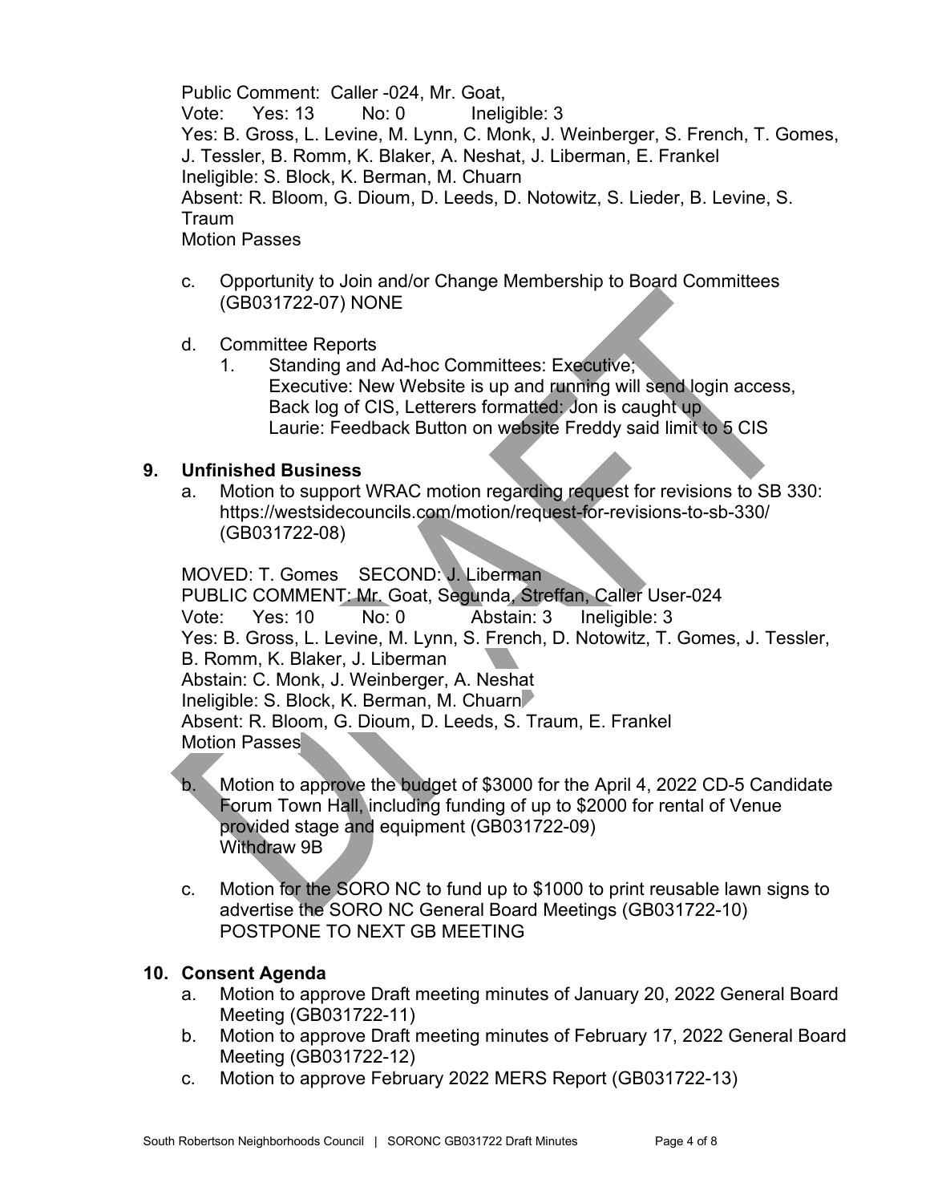Public Comment: Caller -024, Mr. Goat,
Vote: Yes: 13 No: 0 Ineligible: 3
Yes: B. Gross, L. Levine, M. Lynn, C. Monk, J. Weinberger, S. French, T. Gomes, J. Tessler, B. Romm, K. Blaker, A. Neshat, J. Liberman, E. Frankel
Ineligible: S. Block, K. Berman, M. Chuarn
Absent: R. Bloom, G. Dioum, D. Leeds, D. Notowitz, S. Lieder, B. Levine, S. Traum
Motion Passes

c. Opportunity to Join and/or Change Membership to Board Committees (GB031722-07) NONE

d. Committee Reports
   1. Standing and Ad-hoc Committees: Executive;
      Executive: New Website is up and running will send login access, Back log of CIS, Letterers formatted: Jon is caught up
      Laurie: Feedback Button on website Freddy said limit to 5 CIS

## 9. Unfinished Business

a. Motion to support WRAC motion regarding request for revisions to SB 330: https://westsidecouncils.com/motion/request-for-revisions-to-sb-330/ (GB031722-08)

MOVED: T. Gomes SECOND: J. Liberman
PUBLIC COMMENT: Mr. Goat, Segunda, Streffan, Caller User-024
Vote: Yes: 10 No: 0 Abstain: 3 Ineligible: 3
Yes: B. Gross, L. Levine, M. Lynn, S. French, D. Notowitz, T. Gomes, J. Tessler, B. Romm, K. Blaker, J. Liberman
Abstain: C. Monk, J. Weinberger, A. Neshat
Ineligible: S. Block, K. Berman, M. Chuarn
Absent: R. Bloom, G. Dioum, D. Leeds, S. Traum, E. Frankel
Motion Passes

b. Motion to approve the budget of $3000 for the April 4, 2022 CD-5 Candidate Forum Town Hall, including funding of up to $2000 for rental of Venue provided stage and equipment (GB031722-09)
   Withdraw 9B

c. Motion for the SORO NC to fund up to $1000 to print reusable lawn signs to advertise the SORO NC General Board Meetings (GB031722-10)
   POSTPONE TO NEXT GB MEETING

## 10. Consent Agenda

a. Motion to approve Draft meeting minutes of January 20, 2022 General Board Meeting (GB031722-11)
b. Motion to approve Draft meeting minutes of February 17, 2022 General Board Meeting (GB031722-12)
c. Motion to approve February 2022 MERS Report (GB031722-13)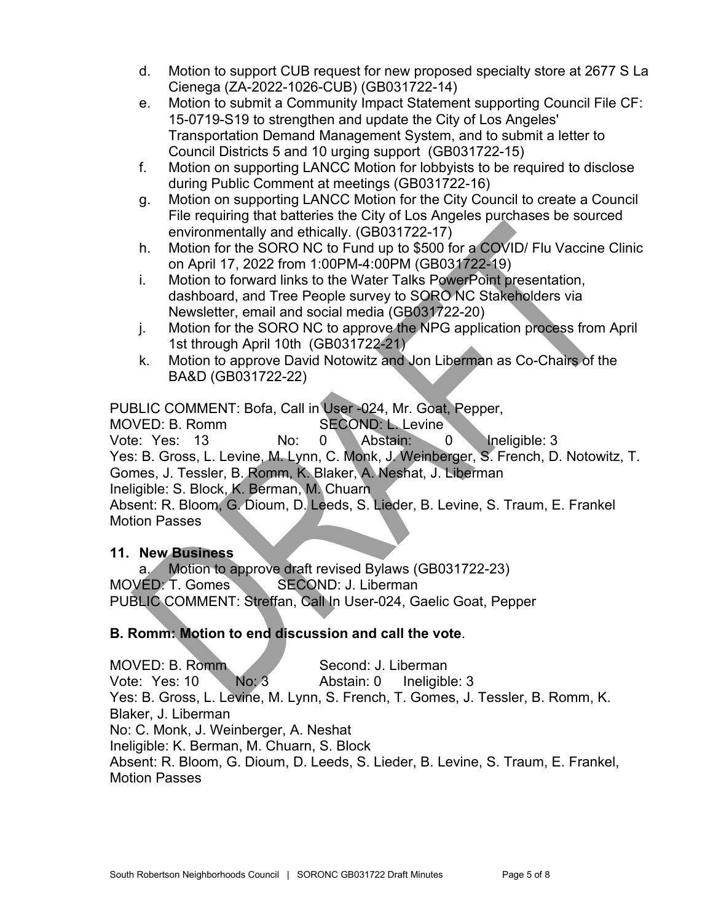d. Motion to support CUB request for new proposed specialty store at 2677 S La Cienega (ZA-2022-1026-CUB) (GB031722-14)
e. Motion to submit a Community Impact Statement supporting Council File CF: 15-0719-S19 to strengthen and update the City of Los Angeles' Transportation Demand Management System, and to submit a letter to Council Districts 5 and 10 urging support (GB031722-15)
f. Motion on supporting LANCC Motion for lobbyists to be required to disclose during Public Comment at meetings (GB031722-16)
g. Motion on supporting LANCC Motion for the City Council to create a Council File requiring that batteries the City of Los Angeles purchases be sourced environmentally and ethically. (GB031722-17)
h. Motion for the SORO NC to Fund up to $500 for a COVID/ Flu Vaccine Clinic on April 17, 2022 from 1:00PM-4:00PM (GB031722-19)
i. Motion to forward links to the Water Talks PowerPoint presentation, dashboard, and Tree People survey to SORO NC Stakeholders via Newsletter, email and social media (GB031722-20)
j. Motion for the SORO NC to approve the NPG application process from April 1st through April 10th (GB031722-21)
k. Motion to approve David Notowitz and Jon Liberman as Co-Chairs of the BA&D (GB031722-22)

PUBLIC COMMENT: Bofa, Call in User -024, Mr. Goat, Pepper,
MOVED: B. Romm SECOND: L. Levine
Vote: Yes: 13 No: 0 Abstain: 0 Ineligible: 3
Yes: B. Gross, L. Levine, M. Lynn, C. Monk, J. Weinberger, S. French, D. Notowitz, T. Gomes, J. Tessler, B. Romm, K. Blaker, A. Neshat, J. Liberman
Ineligible: S. Block, K. Berman, M. Chuarn
Absent: R. Bloom, G. Dioum, D. Leeds, S. Lieder, B. Levine, S. Traum, E. Frankel
Motion Passes

## 11. New Business

a. Motion to approve draft revised Bylaws (GB031722-23)

MOVED: T. Gomes SECOND: J. Liberman
PUBLIC COMMENT: Streffan, Call In User-024, Gaelic Goat, Pepper

**B. Romm: Motion to end discussion and call the vote**.

MOVED: B. Romm Second: J. Liberman
Vote: Yes: 10 No: 3 Abstain: 0 Ineligible: 3
Yes: B. Gross, L. Levine, M. Lynn, S. French, T. Gomes, J. Tessler, B. Romm, K. Blaker, J. Liberman
No: C. Monk, J. Weinberger, A. Neshat
Ineligible: K. Berman, M. Chuarn, S. Block
Absent: R. Bloom, G. Dioum, D. Leeds, S. Lieder, B. Levine, S. Traum, E. Frankel,
Motion Passes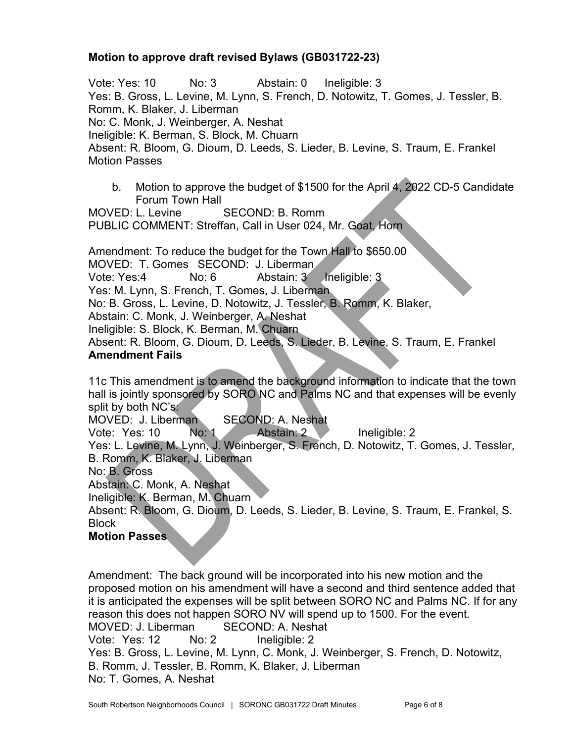**Motion to approve draft revised Bylaws (GB031722-23)**

Vote: Yes: 10 No: 3 Abstain: 0 Ineligible: 3
Yes: B. Gross, L. Levine, M. Lynn, S. French, D. Notowitz, T. Gomes, J. Tessler, B. Romm, K. Blaker, J. Liberman
No: C. Monk, J. Weinberger, A. Neshat
Ineligible: K. Berman, S. Block, M. Chuarn
Absent: R. Bloom, G. Dioum, D. Leeds, S. Lieder, B. Levine, S. Traum, E. Frankel
Motion Passes

b. Motion to approve the budget of $1500 for the April 4, 2022 CD-5 Candidate Forum Town Hall

MOVED: L. Levine SECOND: B. Romm
PUBLIC COMMENT: Streffan, Call in User 024, Mr. Goat, Horn

Amendment: To reduce the budget for the Town Hall to $650.00
MOVED: T. Gomes SECOND: J. Liberman
Vote: Yes:4 No: 6 Abstain: 3 Ineligible: 3
Yes: M. Lynn, S. French, T. Gomes, J. Liberman
No: B. Gross, L. Levine, D. Notowitz, J. Tessler, B. Romm, K. Blaker,
Abstain: C. Monk, J. Weinberger, A. Neshat
Ineligible: S. Block, K. Berman, M. Chuarn
Absent: R. Bloom, G. Dioum, D. Leeds, S. Lieder, B. Levine, S. Traum, E. Frankel
**Amendment Fails**

11c This amendment is to amend the background information to indicate that the town hall is jointly sponsored by SORO NC and Palms NC and that expenses will be evenly split by both NC's:
MOVED: J. Liberman SECOND: A. Neshat
Vote: Yes: 10 No: 1 Abstain: 2 Ineligible: 2
Yes: L. Levine, M. Lynn, J. Weinberger, S. French, D. Notowitz, T. Gomes, J. Tessler, B. Romm, K. Blaker, J. Liberman
No: B. Gross
Abstain: C. Monk, A. Neshat
Ineligible: K. Berman, M. Chuarn
Absent: R. Bloom, G. Dioum, D. Leeds, S. Lieder, B. Levine, S. Traum, E. Frankel, S. Block
**Motion Passes**

Amendment: The back ground will be incorporated into his new motion and the proposed motion on his amendment will have a second and third sentence added that it is anticipated the expenses will be split between SORO NC and Palms NC. If for any reason this does not happen SORO NV will spend up to 1500. For the event.
MOVED: J. Liberman SECOND: A. Neshat
Vote: Yes: 12 No: 2 Ineligible: 2
Yes: B. Gross, L. Levine, M. Lynn, C. Monk, J. Weinberger, S. French, D. Notowitz, B. Romm, J. Tessler, B. Romm, K. Blaker, J. Liberman
No: T. Gomes, A. Neshat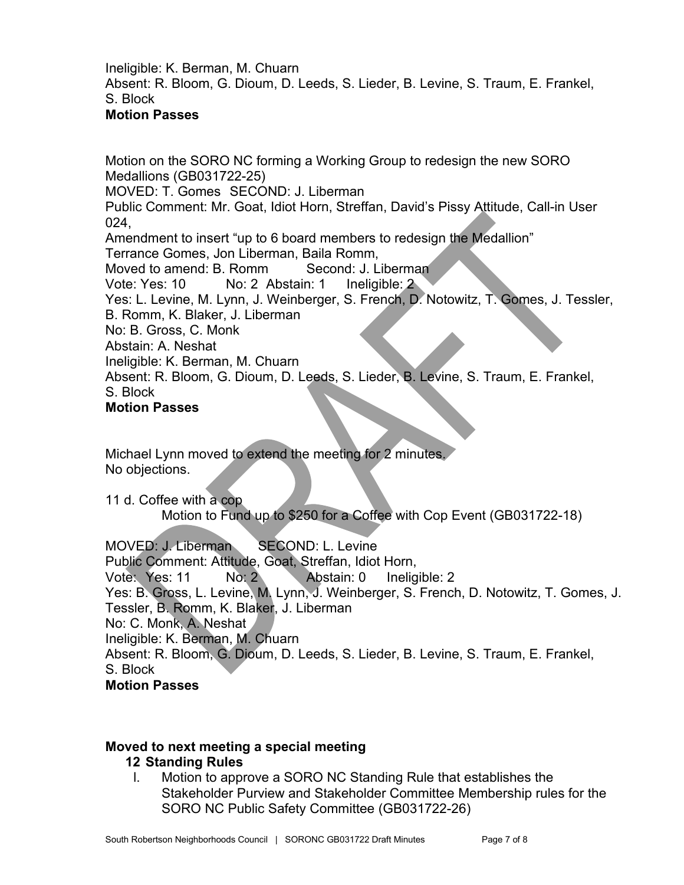Ineligible: K. Berman, M. Chuarn
Absent: R. Bloom, G. Dioum, D. Leeds, S. Lieder, B. Levine, S. Traum, E. Frankel, S. Block
**Motion Passes**

Motion on the SORO NC forming a Working Group to redesign the new SORO Medallions (GB031722-25)
MOVED: T. Gomes SECOND: J. Liberman
Public Comment: Mr. Goat, Idiot Horn, Streffan, David's Pissy Attitude, Call-in User 024,
Amendment to insert "up to 6 board members to redesign the Medallion"
Terrance Gomes, Jon Liberman, Baila Romm,
Moved to amend: B. Romm Second: J. Liberman
Vote: Yes: 10 No: 2 Abstain: 1 Ineligible: 2
Yes: L. Levine, M. Lynn, J. Weinberger, S. French, D. Notowitz, T. Gomes, J. Tessler, B. Romm, K. Blaker, J. Liberman
No: B. Gross, C. Monk
Abstain: A. Neshat
Ineligible: K. Berman, M. Chuarn
Absent: R. Bloom, G. Dioum, D. Leeds, S. Lieder, B. Levine, S. Traum, E. Frankel, S. Block
**Motion Passes**

Michael Lynn moved to extend the meeting for 2 minutes.
No objections.

11 d. Coffee with a cop
Motion to Fund up to $250 for a Coffee with Cop Event (GB031722-18)

MOVED: J. Liberman SECOND: L. Levine
Public Comment: Attitude, Goat, Streffan, Idiot Horn,
Vote: Yes: 11 No: 2 Abstain: 0 Ineligible: 2
Yes: B. Gross, L. Levine, M. Lynn, J. Weinberger, S. French, D. Notowitz, T. Gomes, J. Tessler, B. Romm, K. Blaker, J. Liberman
No: C. Monk, A. Neshat
Ineligible: K. Berman, M. Chuarn
Absent: R. Bloom, G. Dioum, D. Leeds, S. Lieder, B. Levine, S. Traum, E. Frankel, S. Block
**Motion Passes**

**Moved to next meeting a special meeting**

**12 Standing Rules**

I. Motion to approve a SORO NC Standing Rule that establishes the Stakeholder Purview and Stakeholder Committee Membership rules for the SORO NC Public Safety Committee (GB031722-26)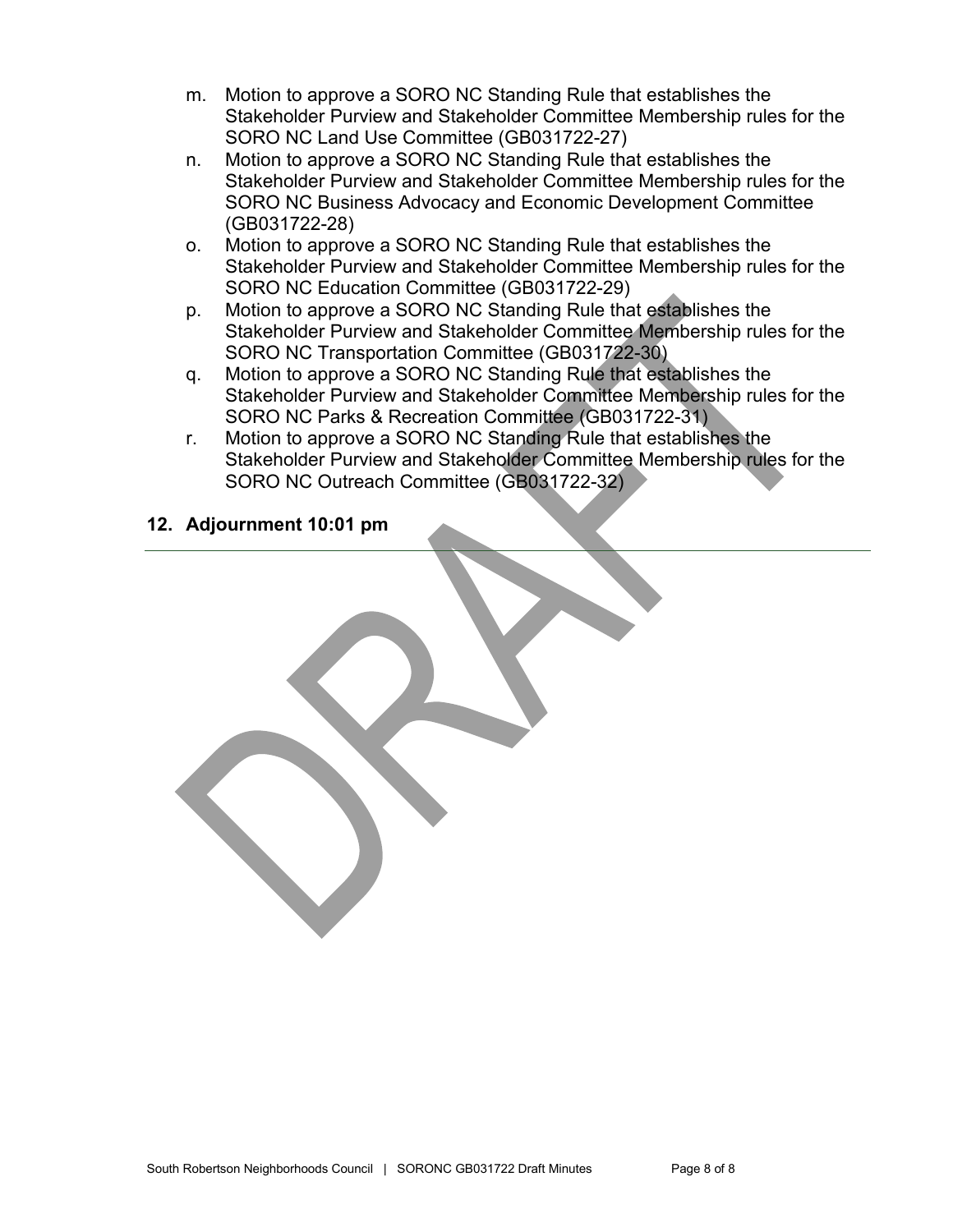m. Motion to approve a SORO NC Standing Rule that establishes the Stakeholder Purview and Stakeholder Committee Membership rules for the SORO NC Land Use Committee (GB031722-27)
n. Motion to approve a SORO NC Standing Rule that establishes the Stakeholder Purview and Stakeholder Committee Membership rules for the SORO NC Business Advocacy and Economic Development Committee (GB031722-28)
o. Motion to approve a SORO NC Standing Rule that establishes the Stakeholder Purview and Stakeholder Committee Membership rules for the SORO NC Education Committee (GB031722-29)
p. Motion to approve a SORO NC Standing Rule that establishes the Stakeholder Purview and Stakeholder Committee Membership rules for the SORO NC Transportation Committee (GB031722-30)
q. Motion to approve a SORO NC Standing Rule that establishes the Stakeholder Purview and Stakeholder Committee Membership rules for the SORO NC Parks & Recreation Committee (GB031722-31)
r. Motion to approve a SORO NC Standing Rule that establishes the Stakeholder Purview and Stakeholder Committee Membership rules for the SORO NC Outreach Committee (GB031722-32)

## 12. Adjournment 10:01 pm

DRAFT